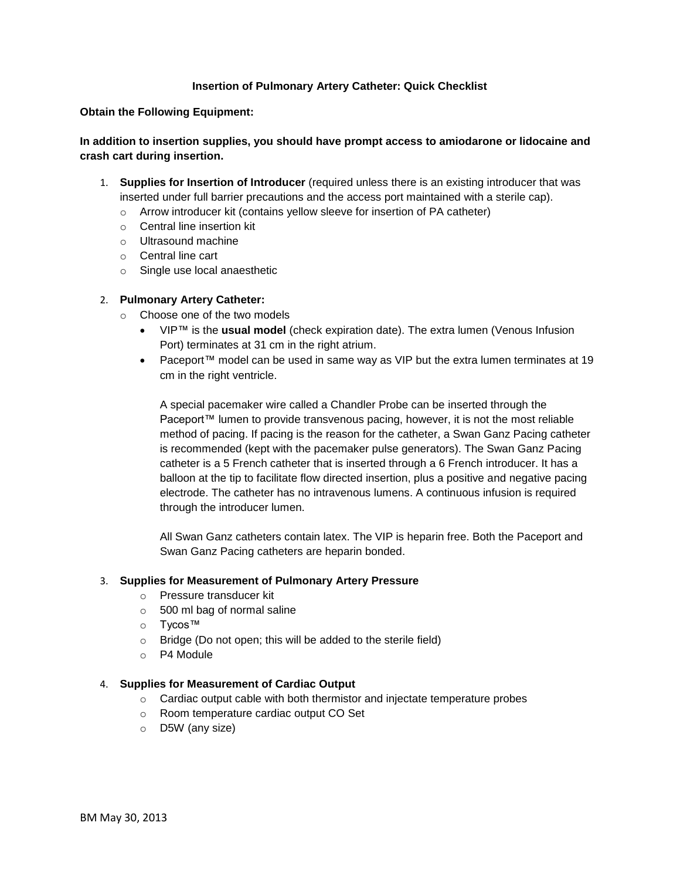# Insertion of Pulmonary Artery Catheter: Quick Checklist

**Obtain the Following Equipment:**

**In addition to insertion supplies, you should have prompt access to amiodarone or lidocaine and crash cart during insertion.**

1. **Supplies for Insertion of Introducer** (required unless there is an existing introducer that was inserted under full barrier precautions and the access port maintained with a sterile cap).
   - Arrow introducer kit (contains yellow sleeve for insertion of PA catheter)
   - Central line insertion kit
   - Ultrasound machine
   - Central line cart
   - Single use local anaesthetic

2. **Pulmonary Artery Catheter:**
   - Choose one of the two models
     - VIP™ is the **usual model** (check expiration date). The extra lumen (Venous Infusion Port) terminates at 31 cm in the right atrium.
     - Paceport™ model can be used in same way as VIP but the extra lumen terminates at 19 cm in the right ventricle.

       A special pacemaker wire called a Chandler Probe can be inserted through the Paceport™ lumen to provide transvenous pacing, however, it is not the most reliable method of pacing. If pacing is the reason for the catheter, a Swan Ganz Pacing catheter is recommended (kept with the pacemaker pulse generators). The Swan Ganz Pacing catheter is a 5 French catheter that is inserted through a 6 French introducer. It has a balloon at the tip to facilitate flow directed insertion, plus a positive and negative pacing electrode. The catheter has no intravenous lumens. A continuous infusion is required through the introducer lumen.

       All Swan Ganz catheters contain latex. The VIP is heparin free. Both the Paceport and Swan Ganz Pacing catheters are heparin bonded.

3. **Supplies for Measurement of Pulmonary Artery Pressure**
   - Pressure transducer kit
   - 500 ml bag of normal saline
   - Tycos™
   - Bridge (Do not open; this will be added to the sterile field)
   - P4 Module

4. **Supplies for Measurement of Cardiac Output**
   - Cardiac output cable with both thermistor and injectate temperature probes
   - Room temperature cardiac output CO Set
   - D5W (any size)

BM May 30, 2013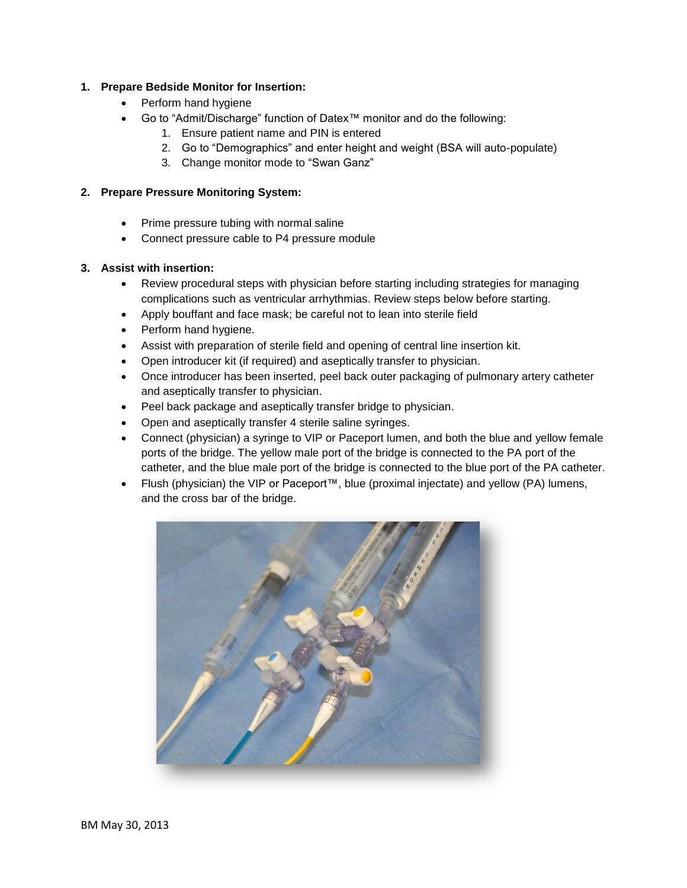1. **Prepare Bedside Monitor for Insertion:**
    - Perform hand hygiene
    - Go to “Admit/Discharge” function of Datex™ monitor and do the following:
        1. Ensure patient name and PIN is entered
        2. Go to “Demographics” and enter height and weight (BSA will auto-populate)
        3. Change monitor mode to “Swan Ganz”

2. **Prepare Pressure Monitoring System:**

    - Prime pressure tubing with normal saline
    - Connect pressure cable to P4 pressure module

3. **Assist with insertion:**
    - Review procedural steps with physician before starting including strategies for managing complications such as ventricular arrhythmias. Review steps below before starting.
    - Apply bouffant and face mask; be careful not to lean into sterile field
    - Perform hand hygiene.
    - Assist with preparation of sterile field and opening of central line insertion kit.
    - Open introducer kit (if required) and aseptically transfer to physician.
    - Once introducer has been inserted, peel back outer packaging of pulmonary artery catheter and aseptically transfer to physician.
    - Peel back package and aseptically transfer bridge to physician.
    - Open and aseptically transfer 4 sterile saline syringes.
    - Connect (physician) a syringe to VIP or Paceport lumen, and both the blue and yellow female ports of the bridge. The yellow male port of the bridge is connected to the PA port of the catheter, and the blue male port of the bridge is connected to the blue port of the PA catheter.
    - Flush (physician) the VIP or Paceport™, blue (proximal injectate) and yellow (PA) lumens, and the cross bar of the bridge.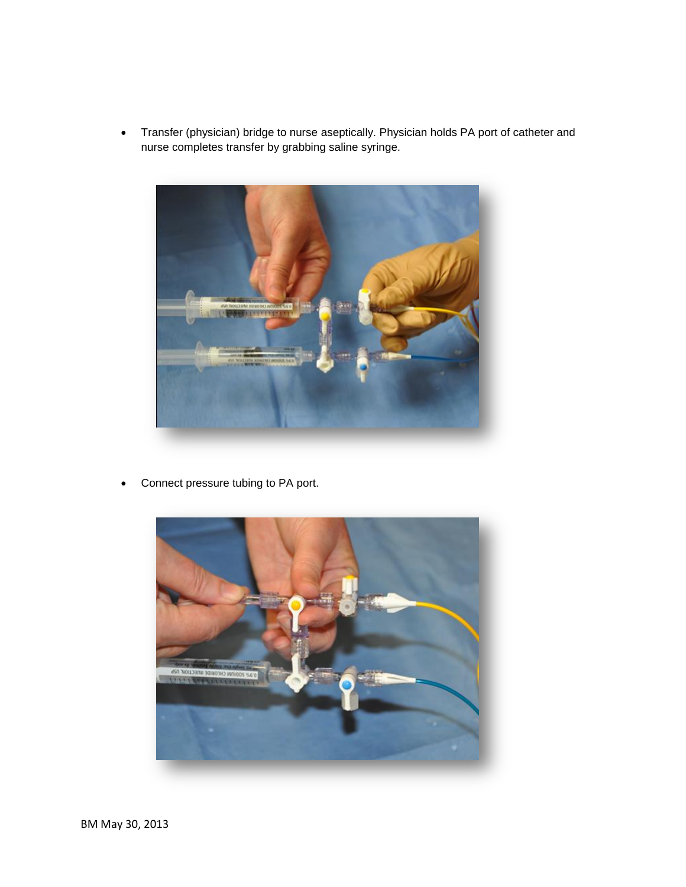- Transfer (physician) bridge to nurse aseptically. Physician holds PA port of catheter and nurse completes transfer by grabbing saline syringe.

- Connect pressure tubing to PA port.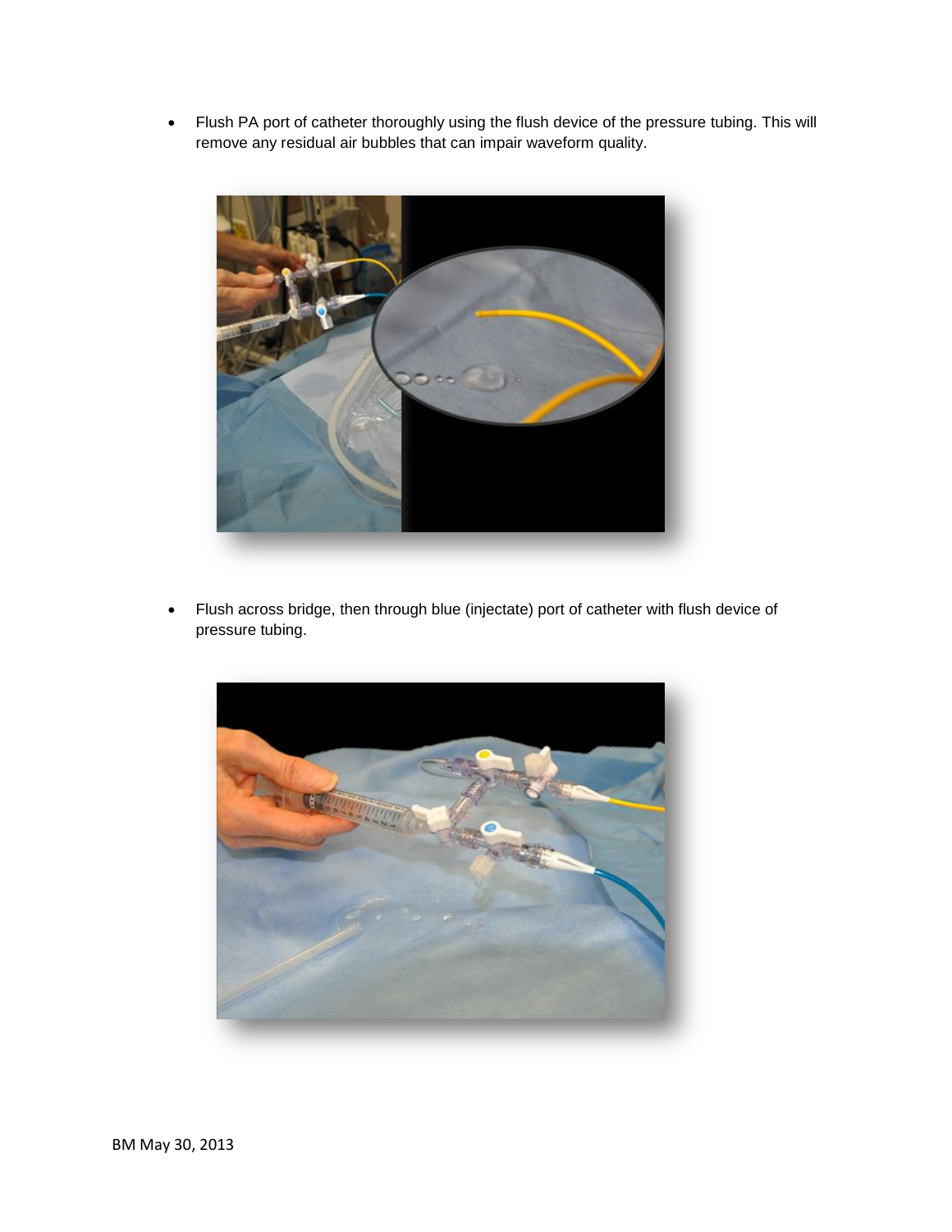- Flush PA port of catheter thoroughly using the flush device of the pressure tubing. This will remove any residual air bubbles that can impair waveform quality.

- Flush across bridge, then through blue (injectate) port of catheter with flush device of pressure tubing.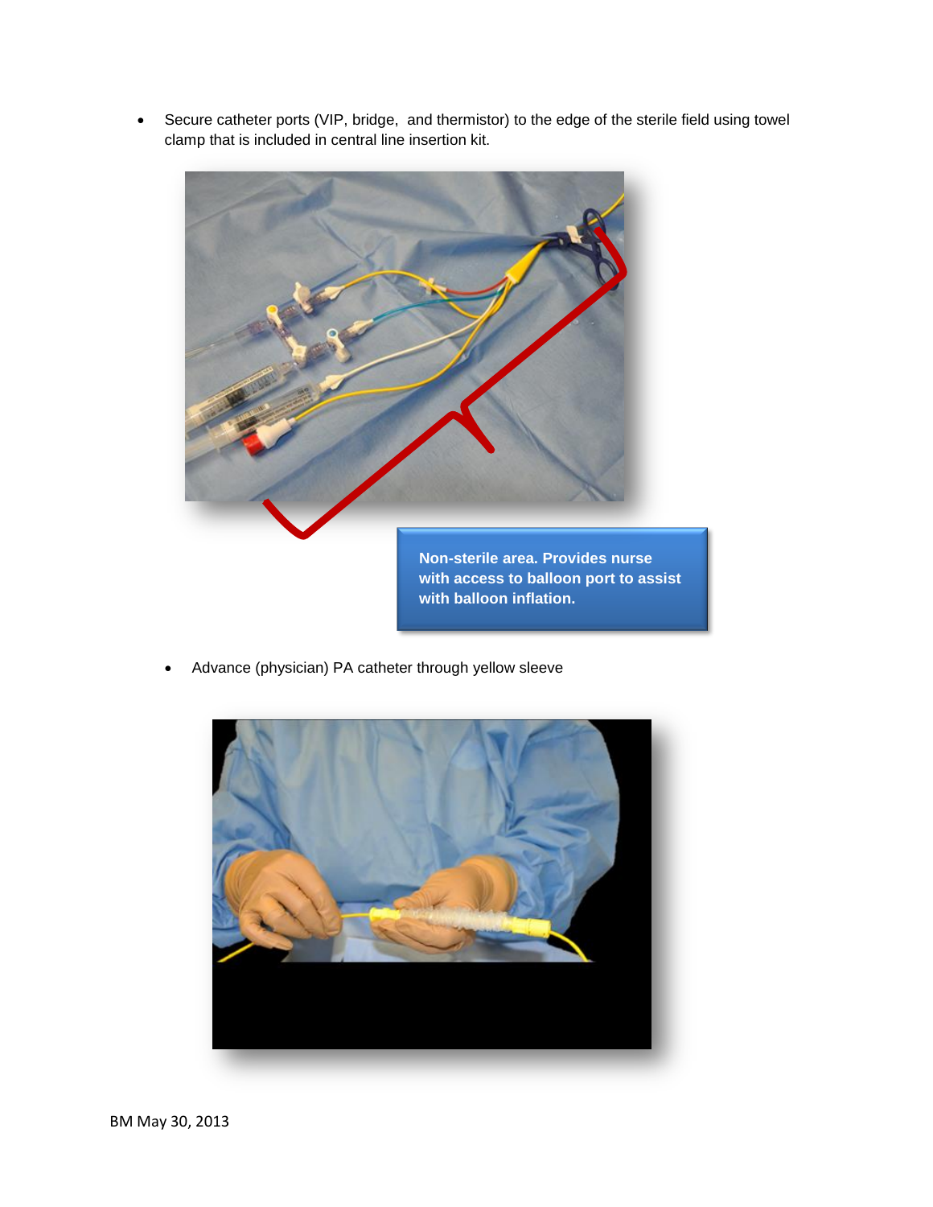- Secure catheter ports (VIP, bridge,  and thermistor) to the edge of the sterile field using towel clamp that is included in central line insertion kit.

Non-sterile area. Provides nurse with access to balloon port to assist with balloon inflation.

- Advance (physician) PA catheter through yellow sleeve

BM May 30, 2013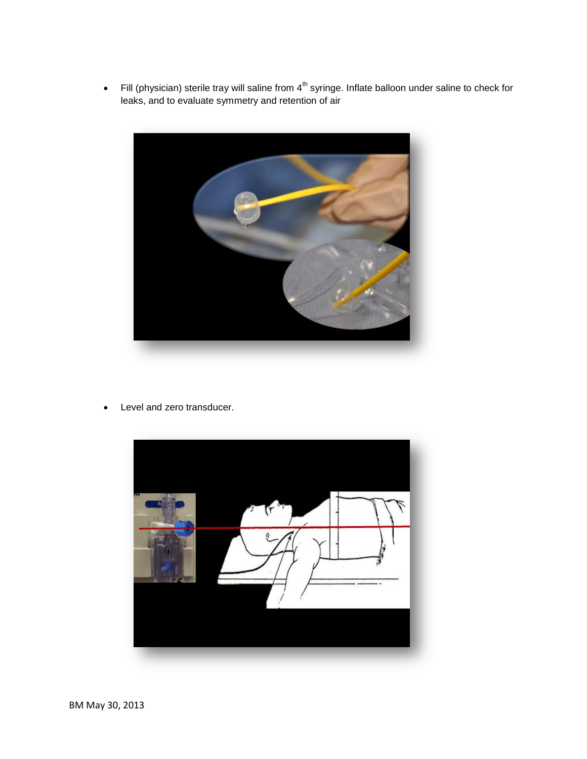- Fill (physician) sterile tray will saline from 4th syringe. Inflate balloon under saline to check for leaks, and to evaluate symmetry and retention of air

- Level and zero transducer.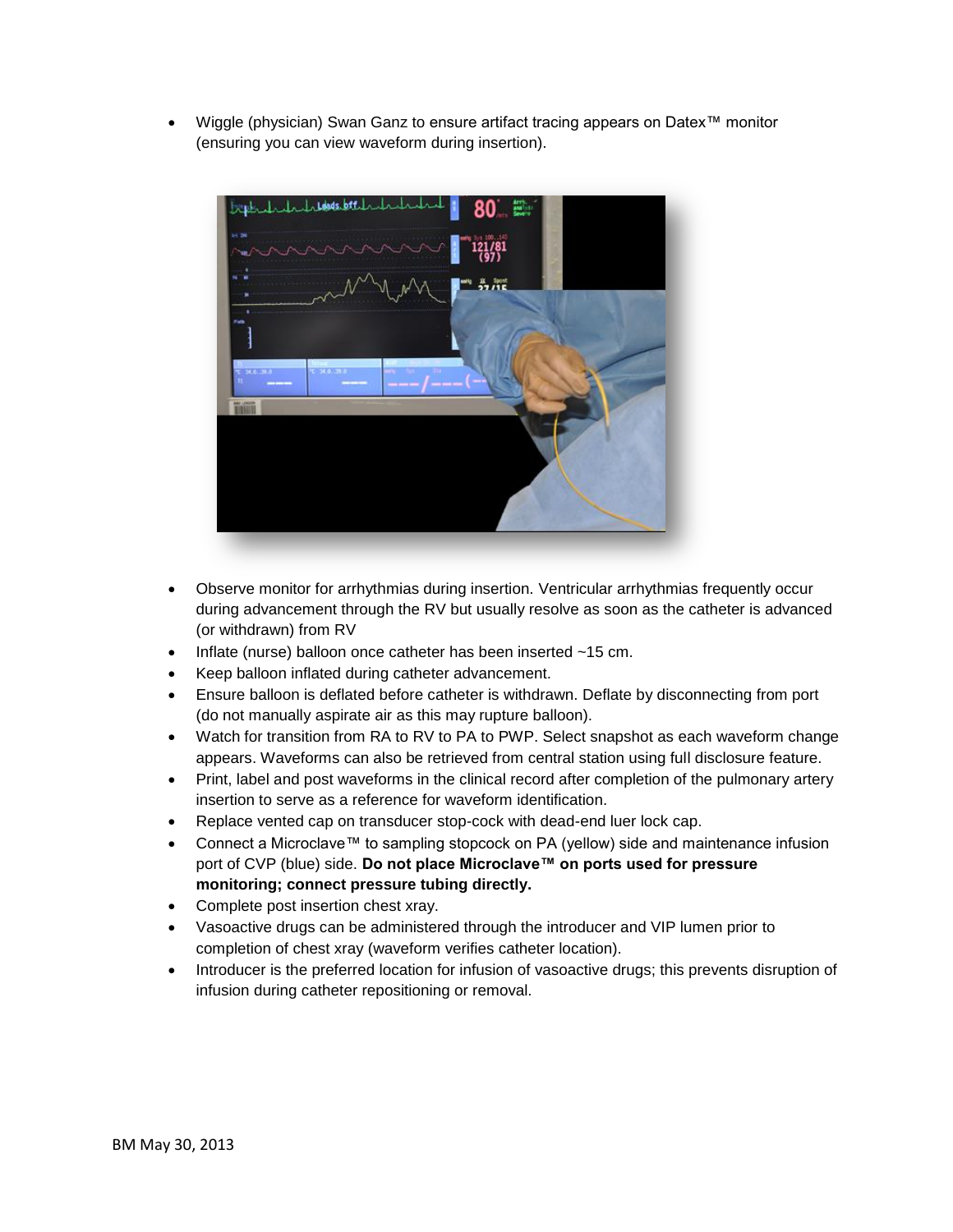- Wiggle (physician) Swan Ganz to ensure artifact tracing appears on Datex™ monitor (ensuring you can view waveform during insertion).

- Observe monitor for arrhythmias during insertion. Ventricular arrhythmias frequently occur during advancement through the RV but usually resolve as soon as the catheter is advanced (or withdrawn) from RV
- Inflate (nurse) balloon once catheter has been inserted ~15 cm.
- Keep balloon inflated during catheter advancement.
- Ensure balloon is deflated before catheter is withdrawn. Deflate by disconnecting from port (do not manually aspirate air as this may rupture balloon).
- Watch for transition from RA to RV to PA to PWP. Select snapshot as each waveform change appears. Waveforms can also be retrieved from central station using full disclosure feature.
- Print, label and post waveforms in the clinical record after completion of the pulmonary artery insertion to serve as a reference for waveform identification.
- Replace vented cap on transducer stop-cock with dead-end luer lock cap.
- Connect a Microclave™ to sampling stopcock on PA (yellow) side and maintenance infusion port of CVP (blue) side. **Do not place Microclave™ on ports used for pressure monitoring; connect pressure tubing directly.**
- Complete post insertion chest xray.
- Vasoactive drugs can be administered through the introducer and VIP lumen prior to completion of chest xray (waveform verifies catheter location).
- Introducer is the preferred location for infusion of vasoactive drugs; this prevents disruption of infusion during catheter repositioning or removal.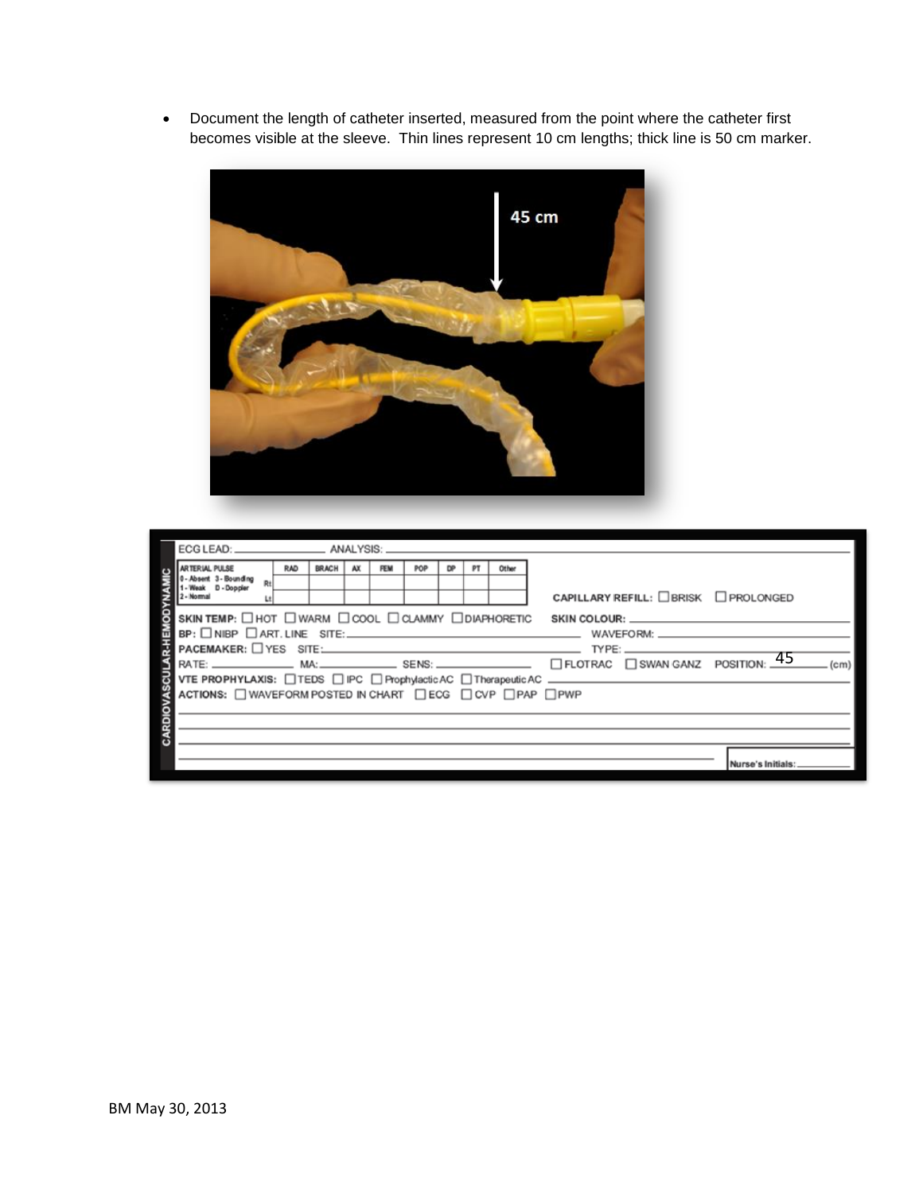- Document the length of catheter inserted, measured from the point where the catheter first becomes visible at the sleeve. Thin lines represent 10 cm lengths; thick line is 50 cm marker.

45 cm

CARDIOVASCULAR-HEMODYNAMIC

ECG LEAD: ______ ANALYSIS: ______

| ARTERIAL PULSE 0 - Absent 3 - Bounding 1 - Weak D - Doppler 2 - Normal | RAD | BRACH | AX | FEM | POP | DP | PT | Other |
|---|---|---|---|---|---|---|---|---|
| Rt | | | | | | | | |
| Lt | | | | | | | | |

CAPILLARY REFILL: ☐ BRISK ☐ PROLONGED

SKIN TEMP: ☐ HOT ☐ WARM ☐ COOL ☐ CLAMMY ☐ DIAPHORETIC SKIN COLOUR: ______

BP: ☐ NIBP ☐ ART. LINE SITE: ______ WAVEFORM: ______

PACEMAKER: ☐ YES SITE: ______ TYPE: ______

RATE: ______ MA: ______ SENS: ______ ☐ FLOTRAC ☐ SWAN GANZ POSITION: 45 (cm)

VTE PROPHYLAXIS: ☐ TEDS ☐ IPC ☐ Prophylactic AC ☐ Therapeutic AC ______

ACTIONS: ☐ WAVEFORM POSTED IN CHART ☐ ECG ☐ CVP ☐ PAP ☐ PWP

Nurse's Initials: ______

BM May 30, 2013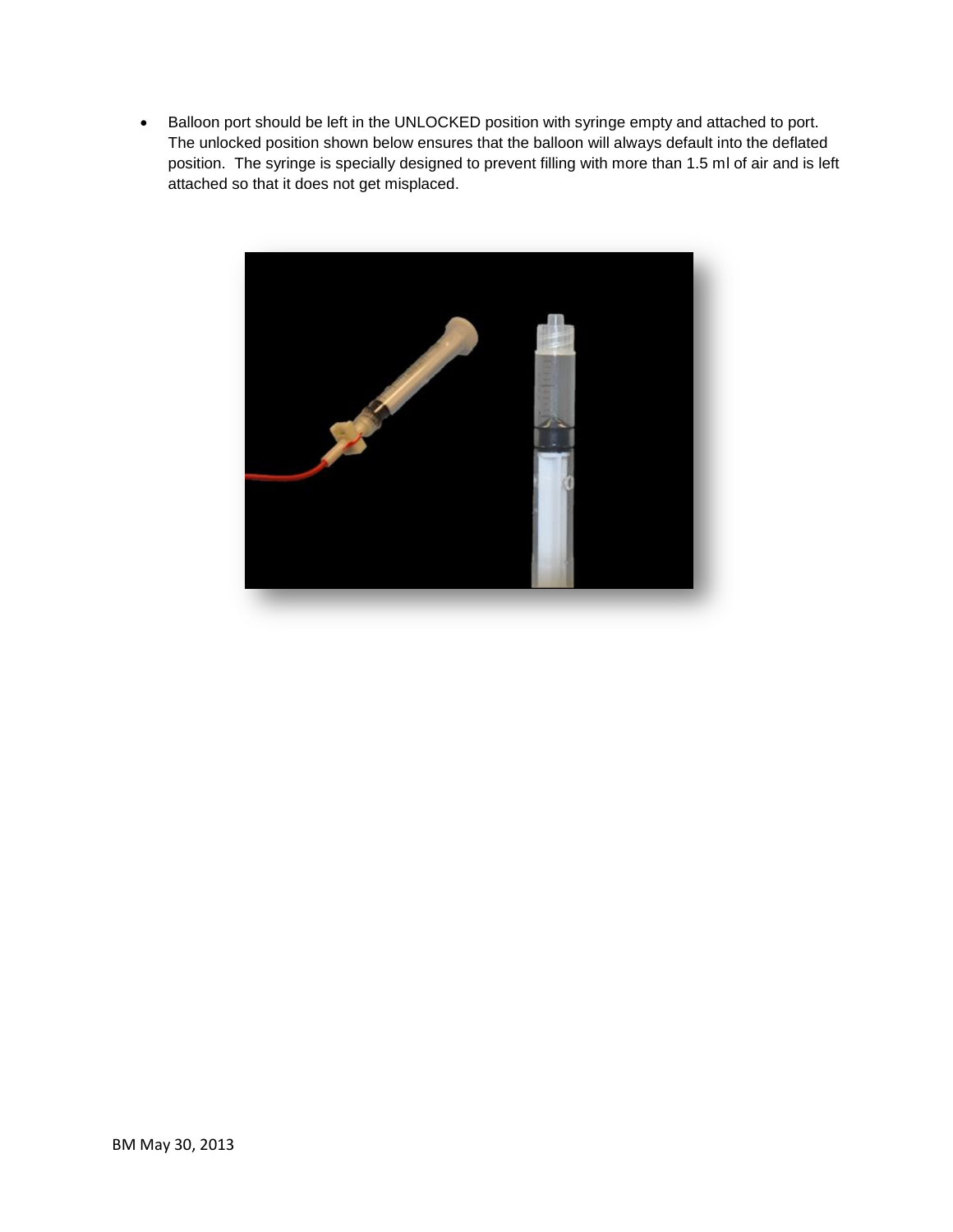- Balloon port should be left in the UNLOCKED position with syringe empty and attached to port. The unlocked position shown below ensures that the balloon will always default into the deflated position. The syringe is specially designed to prevent filling with more than 1.5 ml of air and is left attached so that it does not get misplaced.